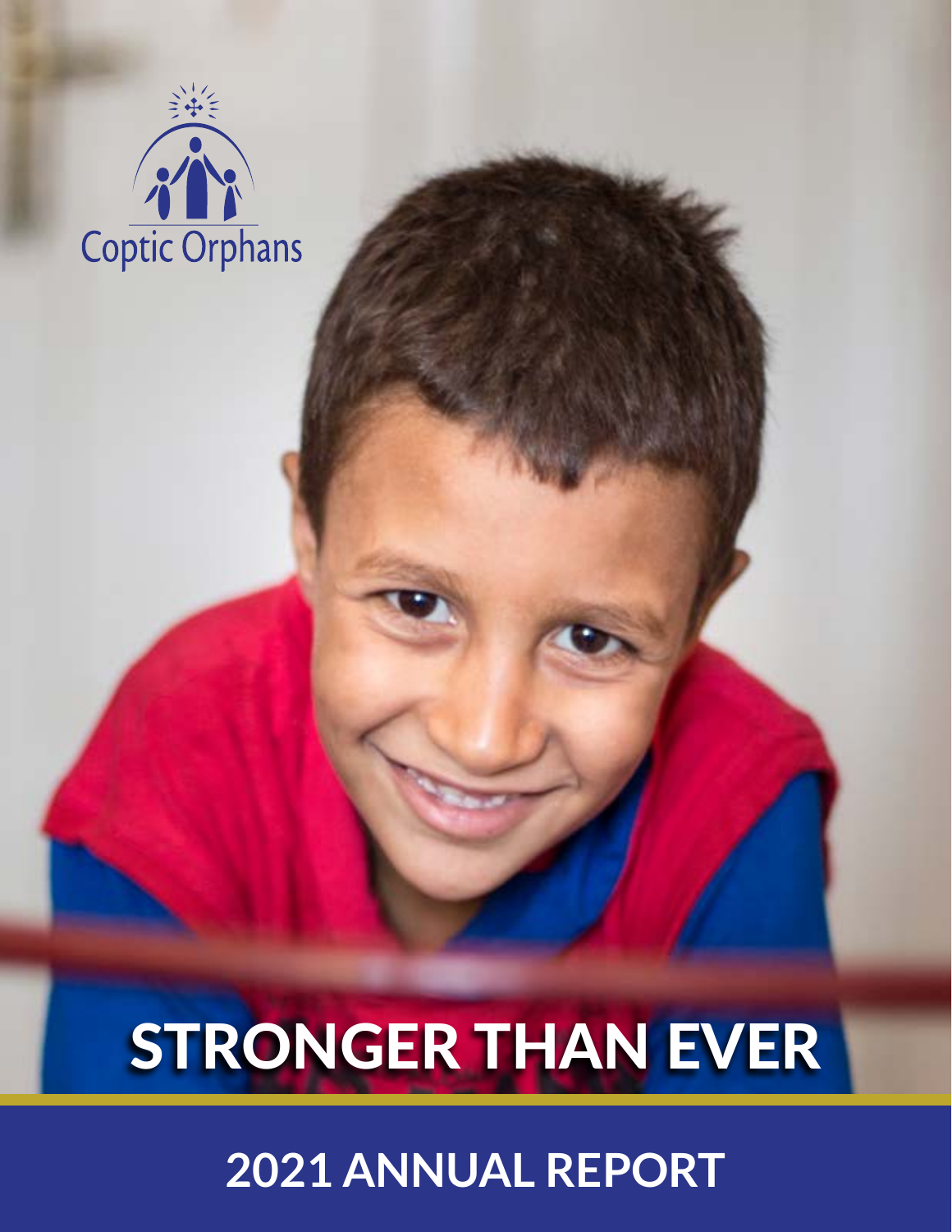Coptic Orphans

# STRONGER THAN EVER

## 2021 ANNUAL REPORT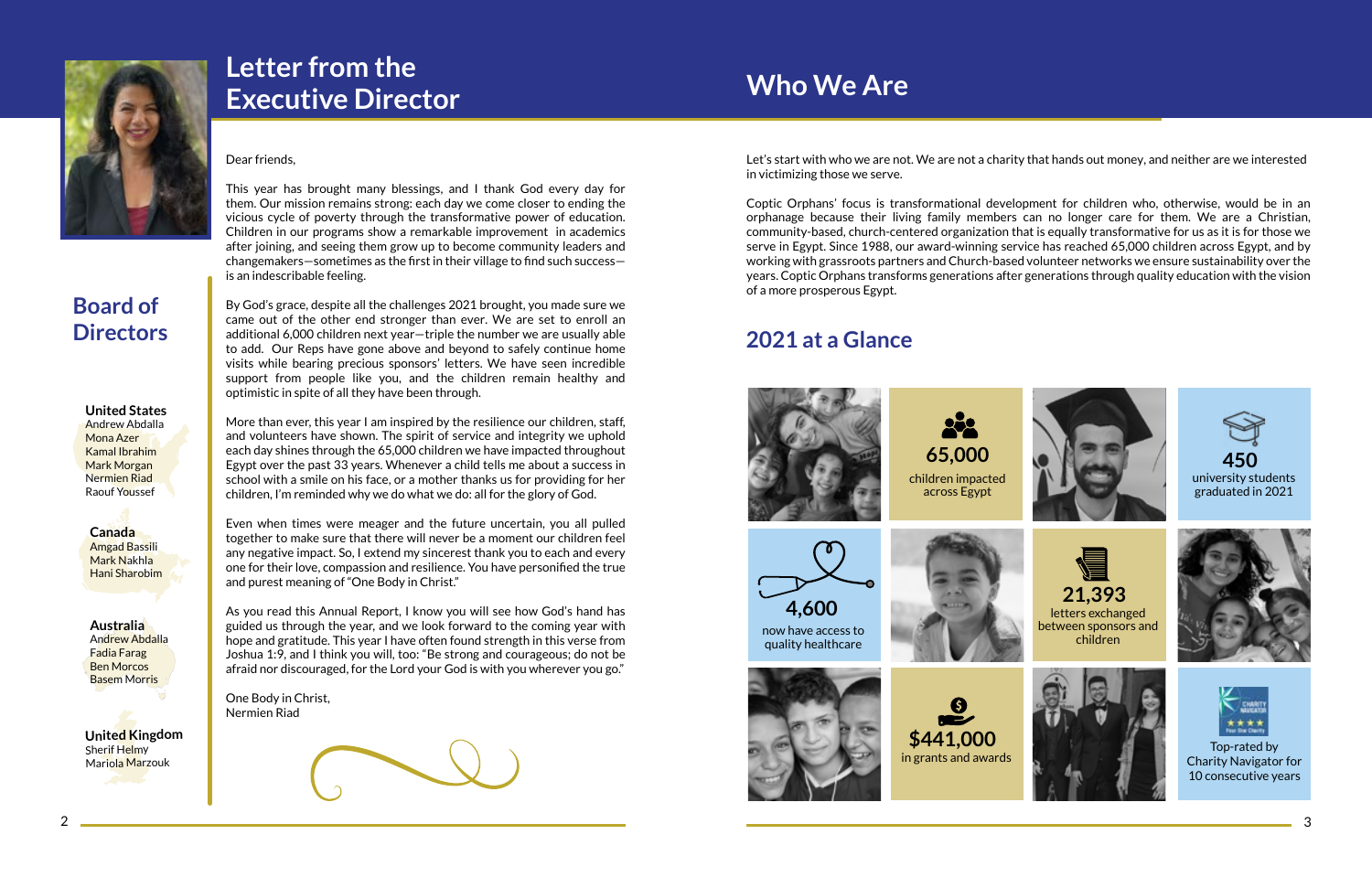# Letter from the Executive Director

Dear friends,

This year has brought many blessings, and I thank God every day for them. Our mission remains strong; each day we come closer to ending the vicious cycle of poverty through the transformative power of education. Children in our programs show a remarkable improvement in academics after joining, and seeing them grow up to become community leaders and changemakers—sometimes as the first in their village to find such success—is an indescribable feeling.

By God's grace, despite all the challenges 2021 brought, you made sure we came out of the other end stronger than ever. We are set to enroll an additional 6,000 children next year—triple the number we are usually able to add. Our Reps have gone above and beyond to safely continue home visits while bearing precious sponsors' letters. We have seen incredible support from people like you, and the children remain healthy and optimistic in spite of all they have been through.

More than ever, this year I am inspired by the resilience our children, staff, and volunteers have shown. The spirit of service and integrity we uphold each day shines through the 65,000 children we have impacted throughout Egypt over the past 33 years. Whenever a child tells me about a success in school with a smile on his face, or a mother thanks us for providing for her children, I'm reminded why we do what we do: all for the glory of God.

Even when times were meager and the future uncertain, you all pulled together to make sure that there will never be a moment our children feel any negative impact. So, I extend my sincerest thank you to each and every one for their love, compassion and resilience. You have personified the true and purest meaning of "One Body in Christ."

As you read this Annual Report, I know you will see how God's hand has guided us through the year, and we look forward to the coming year with hope and gratitude. This year I have often found strength in this verse from Joshua 1:9, and I think you will, too: "Be strong and courageous; do not be afraid nor discouraged, for the Lord your God is with you wherever you go."

One Body in Christ,
Nermien Riad

## Board of Directors

**United States**
Andrew Abdalla
Mona Azer
Kamal Ibrahim
Mark Morgan
Nermien Riad
Raouf Youssef

**Canada**
Amgad Bassili
Mark Nakhla
Hani Sharobim

**Australia**
Andrew Abdalla
Fadia Farag
Ben Morcos
Basem Morris

**United Kingdom**
Sherif Helmy
Mariola Marzouk

# Who We Are

Let's start with who we are not. We are not a charity that hands out money, and neither are we interested in victimizing those we serve.

Coptic Orphans' focus is transformational development for children who, otherwise, would be in an orphanage because their living family members can no longer care for them. We are a Christian, community-based, church-centered organization that is equally transformative for us as it is for those we serve in Egypt. Since 1988, our award-winning service has reached 65,000 children across Egypt, and by working with grassroots partners and Church-based volunteer networks we ensure sustainability over the years. Coptic Orphans transforms generations after generations through quality education with the vision of a more prosperous Egypt.

## 2021 at a Glance

**65,000**
children impacted across Egypt

**450**
university students graduated in 2021

**4,600**
now have access to quality healthcare

**21,393**
letters exchanged between sponsors and children

**$441,000**
in grants and awards

Top-rated by Charity Navigator for 10 consecutive years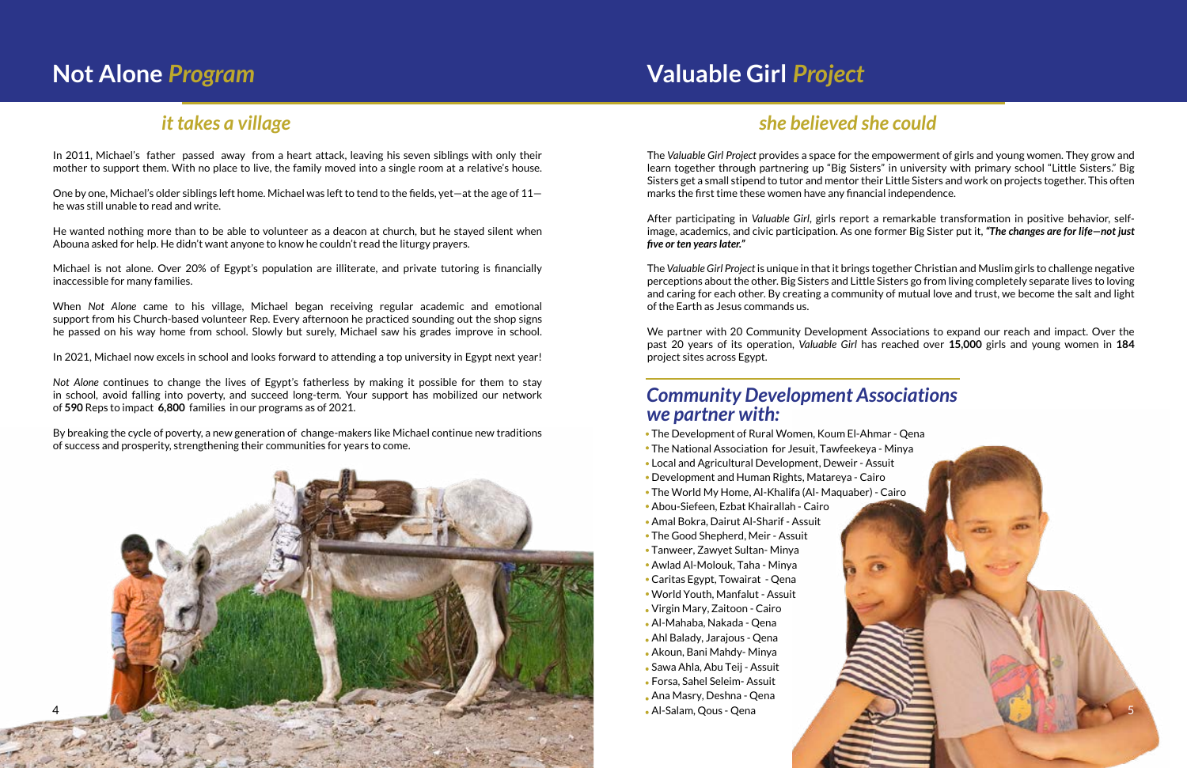# Not Alone *Program*

## *it takes a village*

In 2011, Michael's father passed away from a heart attack, leaving his seven siblings with only their mother to support them. With no place to live, the family moved into a single room at a relative's house.

One by one, Michael's older siblings left home. Michael was left to tend to the fields, yet—at the age of 11—he was still unable to read and write.

He wanted nothing more than to be able to volunteer as a deacon at church, but he stayed silent when Abouna asked for help. He didn't want anyone to know he couldn't read the liturgy prayers.

Michael is not alone. Over 20% of Egypt's population are illiterate, and private tutoring is financially inaccessible for many families.

When *Not Alone* came to his village, Michael began receiving regular academic and emotional support from his Church-based volunteer Rep. Every afternoon he practiced sounding out the shop signs he passed on his way home from school. Slowly but surely, Michael saw his grades improve in school.

In 2021, Michael now excels in school and looks forward to attending a top university in Egypt next year!

*Not Alone* continues to change the lives of Egypt's fatherless by making it possible for them to stay in school, avoid falling into poverty, and succeed long-term. Your support has mobilized our network of **590** Reps to impact **6,800** families in our programs as of 2021.

By breaking the cycle of poverty, a new generation of change-makers like Michael continue new traditions of success and prosperity, strengthening their communities for years to come.

# Valuable Girl *Project*

## *she believed she could*

The *Valuable Girl Project* provides a space for the empowerment of girls and young women. They grow and learn together through partnering up "Big Sisters" in university with primary school "Little Sisters." Big Sisters get a small stipend to tutor and mentor their Little Sisters and work on projects together. This often marks the first time these women have any financial independence.

After participating in *Valuable Girl*, girls report a remarkable transformation in positive behavior, self-image, academics, and civic participation. As one former Big Sister put it, ***"The changes are for life—not just five or ten years later."***

The *Valuable Girl Project* is unique in that it brings together Christian and Muslim girls to challenge negative perceptions about the other. Big Sisters and Little Sisters go from living completely separate lives to loving and caring for each other. By creating a community of mutual love and trust, we become the salt and light of the Earth as Jesus commands us.

We partner with 20 Community Development Associations to expand our reach and impact. Over the past 20 years of its operation, *Valuable Girl* has reached over **15,000** girls and young women in **184** project sites across Egypt.

## *Community Development Associations we partner with:*

- The Development of Rural Women, Koum El-Ahmar - Qena
- The National Association for Jesuit, Tawfeekeya - Minya
- Local and Agricultural Development, Deweir - Assuit
- Development and Human Rights, Matareya - Cairo
- The World My Home, Al-Khalifa (Al- Maquaber) - Cairo
- Abou-Siefeen, Ezbat Khairallah - Cairo
- Amal Bokra, Dairut Al-Sharif - Assuit
- The Good Shepherd, Meir - Assuit
- Tanweer, Zawyet Sultan- Minya
- Awlad Al-Molouk, Taha - Minya
- Caritas Egypt, Towairat - Qena
- World Youth, Manfalut - Assuit
- Virgin Mary, Zaitoon - Cairo
- Al-Mahaba, Nakada - Qena
- Ahl Balady, Jarajous - Qena
- Akoun, Bani Mahdy- Minya
- Sawa Ahla, Abu Teij - Assuit
- Forsa, Sahel Seleim- Assuit
- Ana Masry, Deshna - Qena
- Al-Salam, Qous - Qena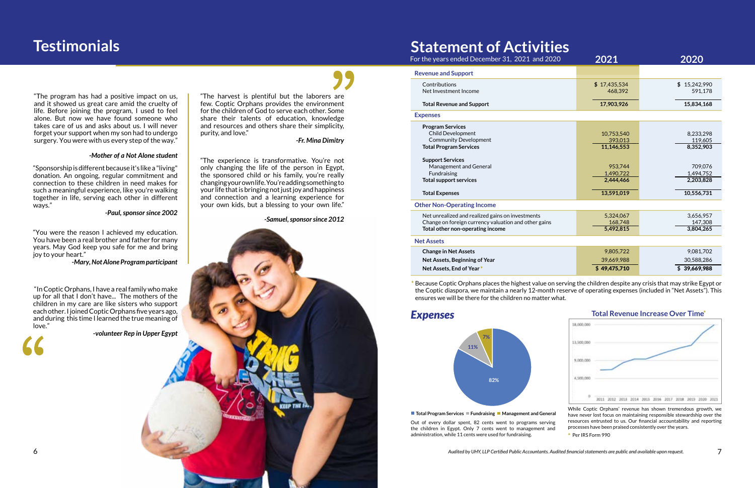# Testimonials

"The program has had a positive impact on us, and it showed us great care amid the cruelty of life. Before joining the program, I used to feel alone. But now we have found someone who takes care of us and asks about us. I will never forget your support when my son had to undergo surgery. You were with us every step of the way."

*-Mother of a Not Alone student*

"Sponsorship is different because it's like a "living" donation. An ongoing, regular commitment and connection to these children in need makes for such a meaningful experience, like you're walking together in life, serving each other in different ways."

*-Paul, sponsor since 2002*

"You were the reason I achieved my education. You have been a real brother and father for many years. May God keep you safe for me and bring joy to your heart."

*-Mary, Not Alone Program participant*

"In Coptic Orphans, I have a real family who make up for all that I don't have... The mothers of the children in my care are like sisters who support each other. I joined Coptic Orphans five years ago, and during this time I learned the true meaning of love."

*-volunteer Rep in Upper Egypt*

"The harvest is plentiful but the laborers are few. Coptic Orphans provides the environment for the children of God to serve each other. Some share their talents of education, knowledge and resources and others share their simplicity, purity, and love."

*-Fr. Mina Dimitry*

"The experience is transformative. You're not only changing the life of the person in Egypt, the sponsored child or his family, you're really changing your own life. You're adding something to your life that is bringing not just joy and happiness and connection and a learning experience for your own kids, but a blessing to your own life."

*-Samuel, sponsor since 2012*

# Statement of Activities

For the years ended December 31, 2021 and 2020

| | 2021 | 2020 |
|---|---|---|
| **Revenue and Support** | | |
| Contributions | $ 17,435,534 | $ 15,242,990 |
| Net Investment Income | 468,392 | 591,178 |
| **Total Revenue and Support** | **17,903,926** | **15,834,168** |
| **Expenses** | | |
| **Program Services** | | |
| Child Development | 10,753,540 | 8,233,298 |
| Community Development | 393,013 | 119,605 |
| **Total Program Services** | **11,146,553** | **8,352,903** |
| **Support Services** | | |
| Management and General | 953,744 | 709,076 |
| Fundraising | 1,490,722 | 1,494,752 |
| **Total support services** | **2,444,466** | **2,203,828** |
| **Total Expenses** | **13,591,019** | **10,556,731** |
| **Other Non-Operating Income** | | |
| Net unrealized and realized gains on investments | 5,324,067 | 3,656,957 |
| Change on foreign currency valuation and other gains | 168,748 | 147,308 |
| **Total other non-operating income** | **5,492,815** | **3,804,265** |
| **Net Assets** | | |
| **Change in Net Assets** | 9,805,722 | 9,081,702 |
| **Net Assets, Beginning of Year** | 39,669,988 | 30,588,286 |
| **Net Assets, End of Year*** | **$ 49,475,710** | **$ 39,669,988** |

* Because Coptic Orphans places the highest value on serving the children despite any crisis that may strike Egypt or the Coptic diaspora, we maintain a nearly 12-month reserve of operating expenses (included in "Net Assets"). This ensures we will be there for the children no matter what.

## *Expenses*

Total Program Services: 82% · Fundraising: 11% · Management and General: 7%

Out of every dollar spent, 82 cents went to programs serving the children in Egypt. Only 7 cents went to management and administration, while 11 cents were used for fundraising.

## Total Revenue Increase Over Time*

While Coptic Orphans' revenue has shown tremendous growth, we have never lost focus on maintaining responsible stewardship over the resources entrusted to us. Our financial accountability and reporting processes have been praised consistently over the years.

* Per IRS Form 990

*Audited by UHY, LLP Certified Public Accountants. Audited financial statements are public and available upon request.*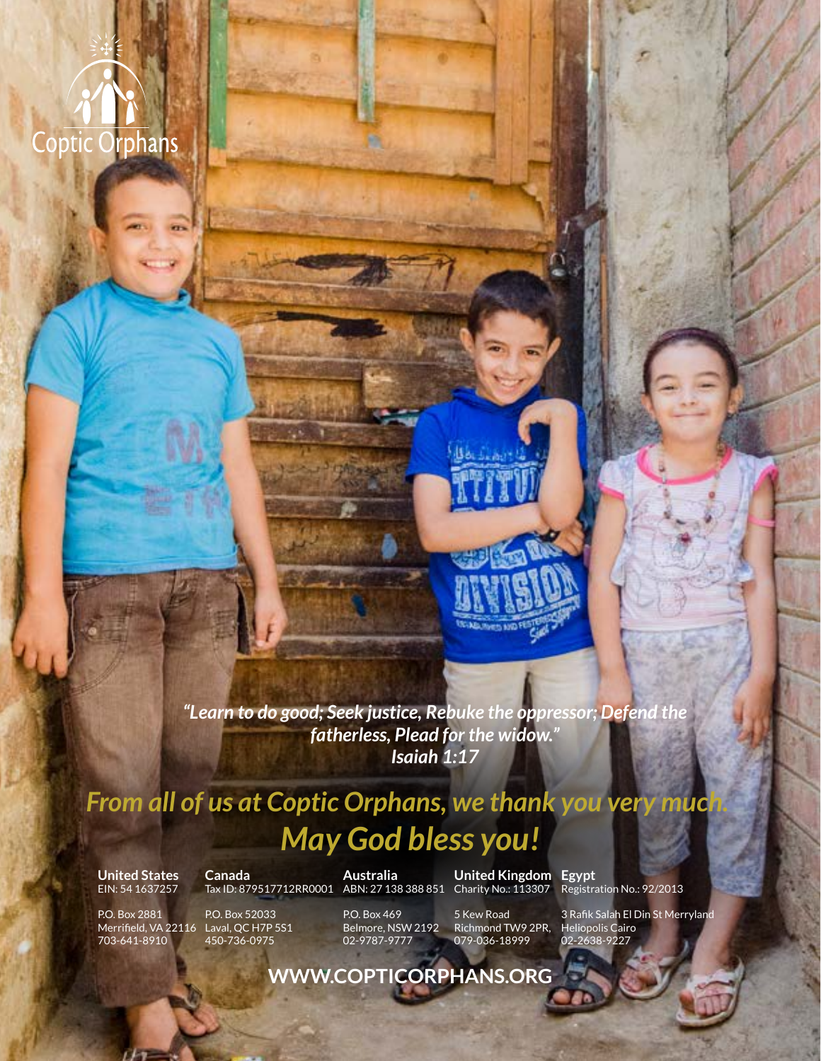Coptic Orphans

*"Learn to do good; Seek justice, Rebuke the oppressor; Defend the fatherless, Plead for the widow."*
*Isaiah 1:17*

## *From all of us at Coptic Orphans, we thank you very much. May God bless you!*

**United States**
EIN: 54 1637257

P.O. Box 2881
Merrifield, VA 22116
703-641-8910

**Canada**
Tax ID: 879517712RR0001

P.O. Box 52033
Laval, QC H7P 5S1
450-736-0975

**Australia**
ABN: 27 138 388 851

P.O. Box 469
Belmore, NSW 2192
02-9787-9777

**United Kingdom**
Charity No.: 113307

5 Kew Road
Richmond TW9 2PR,
079-036-18999

**Egypt**
Registration No.: 92/2013

3 Rafik Salah El Din St Merryland
Heliopolis Cairo
02-2638-9227

**WWW.COPTICORPHANS.ORG**